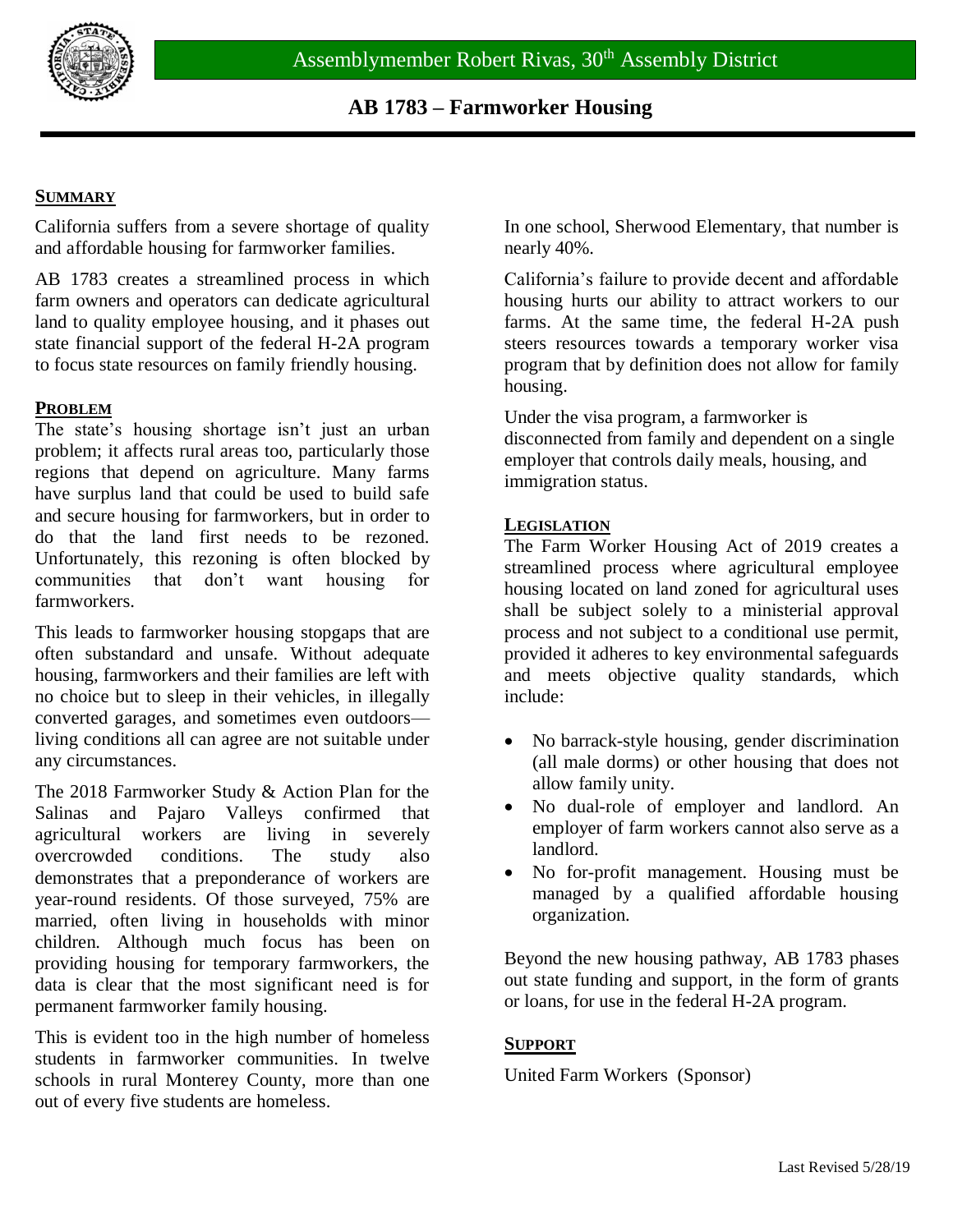Assemblymember Robert Rivas, 30th Assembly District

# AB 1783 – Farmworker Housing

## SUMMARY

California suffers from a severe shortage of quality and affordable housing for farmworker families.

AB 1783 creates a streamlined process in which farm owners and operators can dedicate agricultural land to quality employee housing, and it phases out state financial support of the federal H-2A program to focus state resources on family friendly housing.

## PROBLEM

The state's housing shortage isn't just an urban problem; it affects rural areas too, particularly those regions that depend on agriculture. Many farms have surplus land that could be used to build safe and secure housing for farmworkers, but in order to do that the land first needs to be rezoned. Unfortunately, this rezoning is often blocked by communities that don't want housing for farmworkers.

This leads to farmworker housing stopgaps that are often substandard and unsafe. Without adequate housing, farmworkers and their families are left with no choice but to sleep in their vehicles, in illegally converted garages, and sometimes even outdoors—living conditions all can agree are not suitable under any circumstances.

The 2018 Farmworker Study & Action Plan for the Salinas and Pajaro Valleys confirmed that agricultural workers are living in severely overcrowded conditions. The study also demonstrates that a preponderance of workers are year-round residents. Of those surveyed, 75% are married, often living in households with minor children. Although much focus has been on providing housing for temporary farmworkers, the data is clear that the most significant need is for permanent farmworker family housing.

This is evident too in the high number of homeless students in farmworker communities. In twelve schools in rural Monterey County, more than one out of every five students are homeless. In one school, Sherwood Elementary, that number is nearly 40%.

California's failure to provide decent and affordable housing hurts our ability to attract workers to our farms. At the same time, the federal H-2A push steers resources towards a temporary worker visa program that by definition does not allow for family housing.

Under the visa program, a farmworker is disconnected from family and dependent on a single employer that controls daily meals, housing, and immigration status.

## LEGISLATION

The Farm Worker Housing Act of 2019 creates a streamlined process where agricultural employee housing located on land zoned for agricultural uses shall be subject solely to a ministerial approval process and not subject to a conditional use permit, provided it adheres to key environmental safeguards and meets objective quality standards, which include:

- No barrack-style housing, gender discrimination (all male dorms) or other housing that does not allow family unity.
- No dual-role of employer and landlord. An employer of farm workers cannot also serve as a landlord.
- No for-profit management. Housing must be managed by a qualified affordable housing organization.

Beyond the new housing pathway, AB 1783 phases out state funding and support, in the form of grants or loans, for use in the federal H-2A program.

## SUPPORT

United Farm Workers (Sponsor)

Last Revised 5/28/19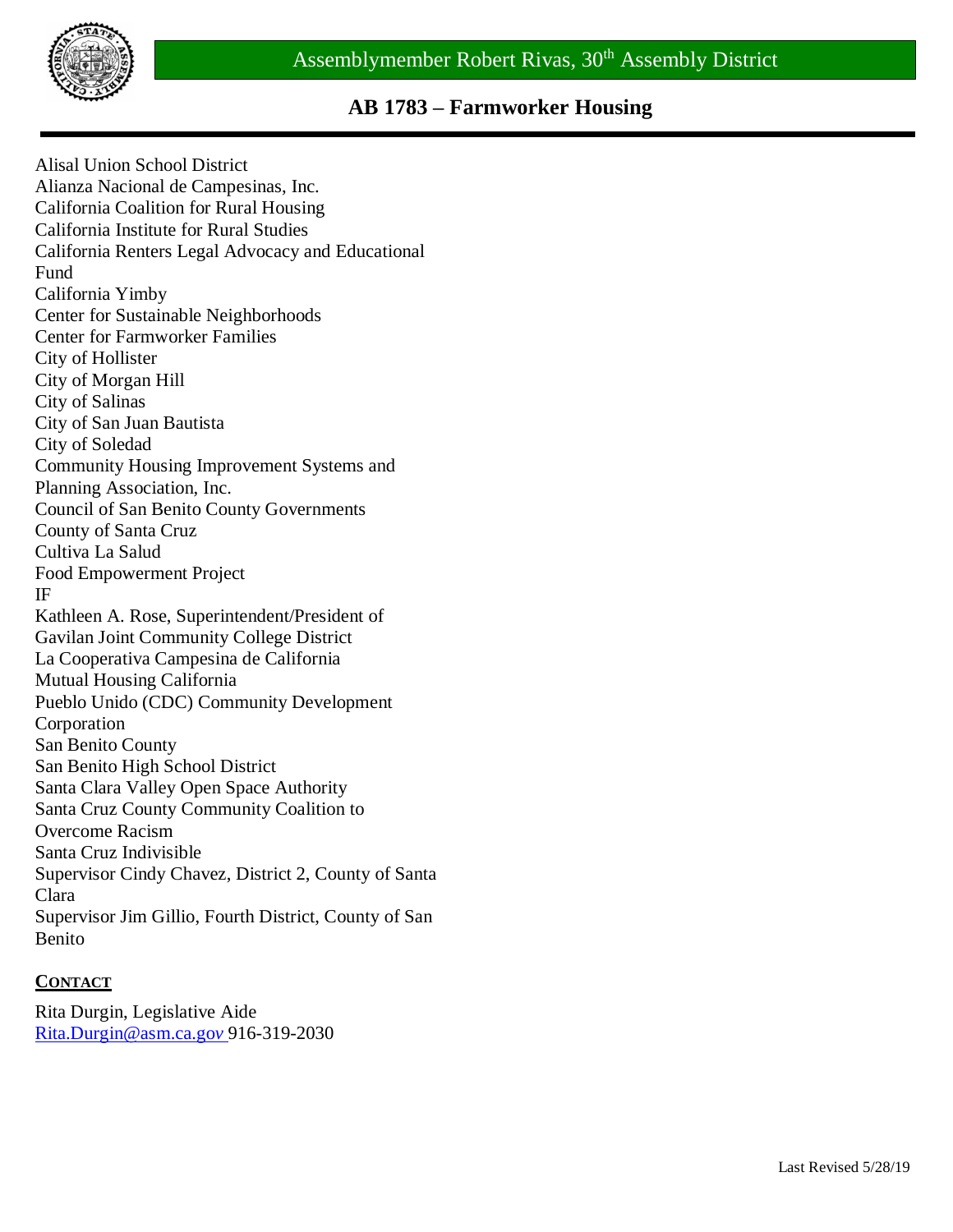Alisal Union School District
Alianza Nacional de Campesinas, Inc.
California Coalition for Rural Housing
California Institute for Rural Studies
California Renters Legal Advocacy and Educational Fund
California Yimby
Center for Sustainable Neighborhoods
Center for Farmworker Families
City of Hollister
City of Morgan Hill
City of Salinas
City of San Juan Bautista
City of Soledad
Community Housing Improvement Systems and Planning Association, Inc.
Council of San Benito County Governments
County of Santa Cruz
Cultiva La Salud
Food Empowerment Project
IF
Kathleen A. Rose, Superintendent/President of Gavilan Joint Community College District
La Cooperativa Campesina de California
Mutual Housing California
Pueblo Unido (CDC) Community Development Corporation
San Benito County
San Benito High School District
Santa Clara Valley Open Space Authority
Santa Cruz County Community Coalition to Overcome Racism
Santa Cruz Indivisible
Supervisor Cindy Chavez, District 2, County of Santa Clara
Supervisor Jim Gillio, Fourth District, County of San Benito

**CONTACT**

Rita Durgin, Legislative Aide
Rita.Durgin@asm.ca.gov 916-319-2030

Last Revised 5/28/19